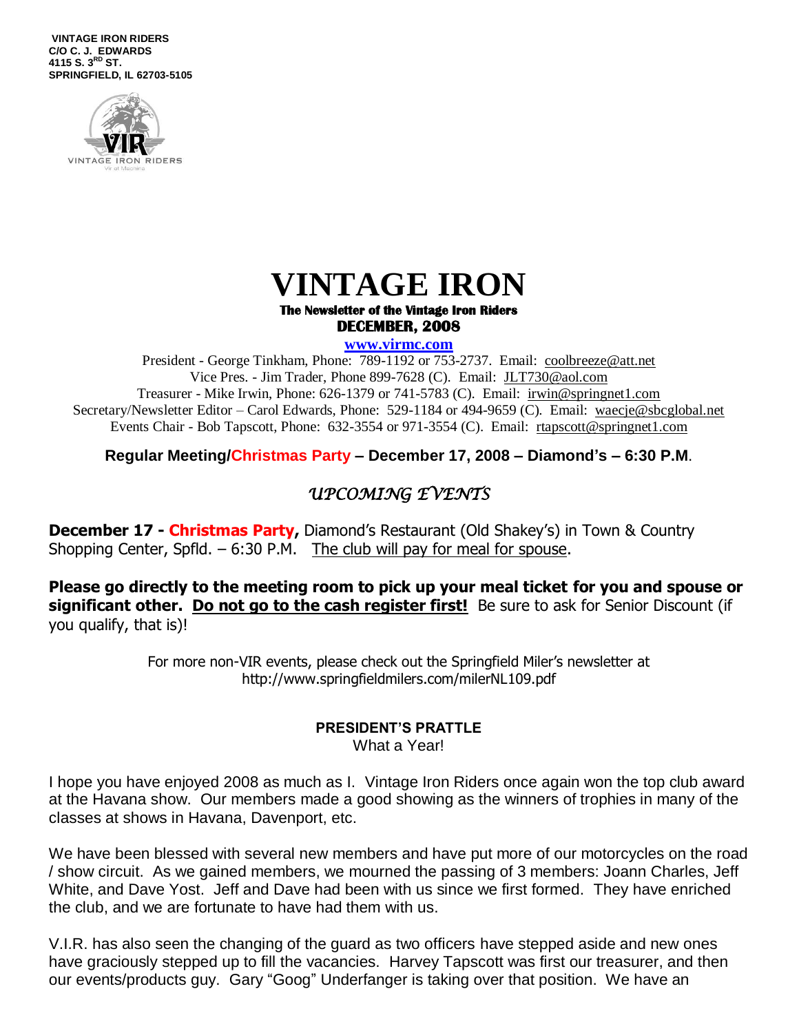**VINTAGE IRON RIDERS**
**C/O C. J. EDWARDS**
**4115 S. 3RD ST.**
**SPRINGFIELD, IL 62703-5105**

# VINTAGE IRON

**The Newsletter of the Vintage Iron Riders**

**DECEMBER, 2008**

**www.virmc.com**

President - George Tinkham, Phone: 789-1192 or 753-2737. Email: coolbreeze@att.net
Vice Pres. - Jim Trader, Phone 899-7628 (C). Email: JLT730@aol.com
Treasurer - Mike Irwin, Phone: 626-1379 or 741-5783 (C). Email: irwin@springnet1.com
Secretary/Newsletter Editor – Carol Edwards, Phone: 529-1184 or 494-9659 (C). Email: waecje@sbcglobal.net
Events Chair - Bob Tapscott, Phone: 632-3554 or 971-3554 (C). Email: rtapscott@springnet1.com

**Regular Meeting/Christmas Party – December 17, 2008 – Diamond's – 6:30 P.M.**

## *UPCOMING EVENTS*

**December 17 - Christmas Party,** Diamond's Restaurant (Old Shakey's) in Town & Country Shopping Center, Spfld. – 6:30 P.M. The club will pay for meal for spouse.

**Please go directly to the meeting room to pick up your meal ticket for you and spouse or significant other. Do not go to the cash register first!** Be sure to ask for Senior Discount (if you qualify, that is)!

For more non-VIR events, please check out the Springfield Miler's newsletter at http://www.springfieldmilers.com/milerNL109.pdf

### PRESIDENT'S PRATTLE

What a Year!

I hope you have enjoyed 2008 as much as I. Vintage Iron Riders once again won the top club award at the Havana show. Our members made a good showing as the winners of trophies in many of the classes at shows in Havana, Davenport, etc.

We have been blessed with several new members and have put more of our motorcycles on the road / show circuit. As we gained members, we mourned the passing of 3 members: Joann Charles, Jeff White, and Dave Yost. Jeff and Dave had been with us since we first formed. They have enriched the club, and we are fortunate to have had them with us.

V.I.R. has also seen the changing of the guard as two officers have stepped aside and new ones have graciously stepped up to fill the vacancies. Harvey Tapscott was first our treasurer, and then our events/products guy. Gary "Goog" Underfanger is taking over that position. We have an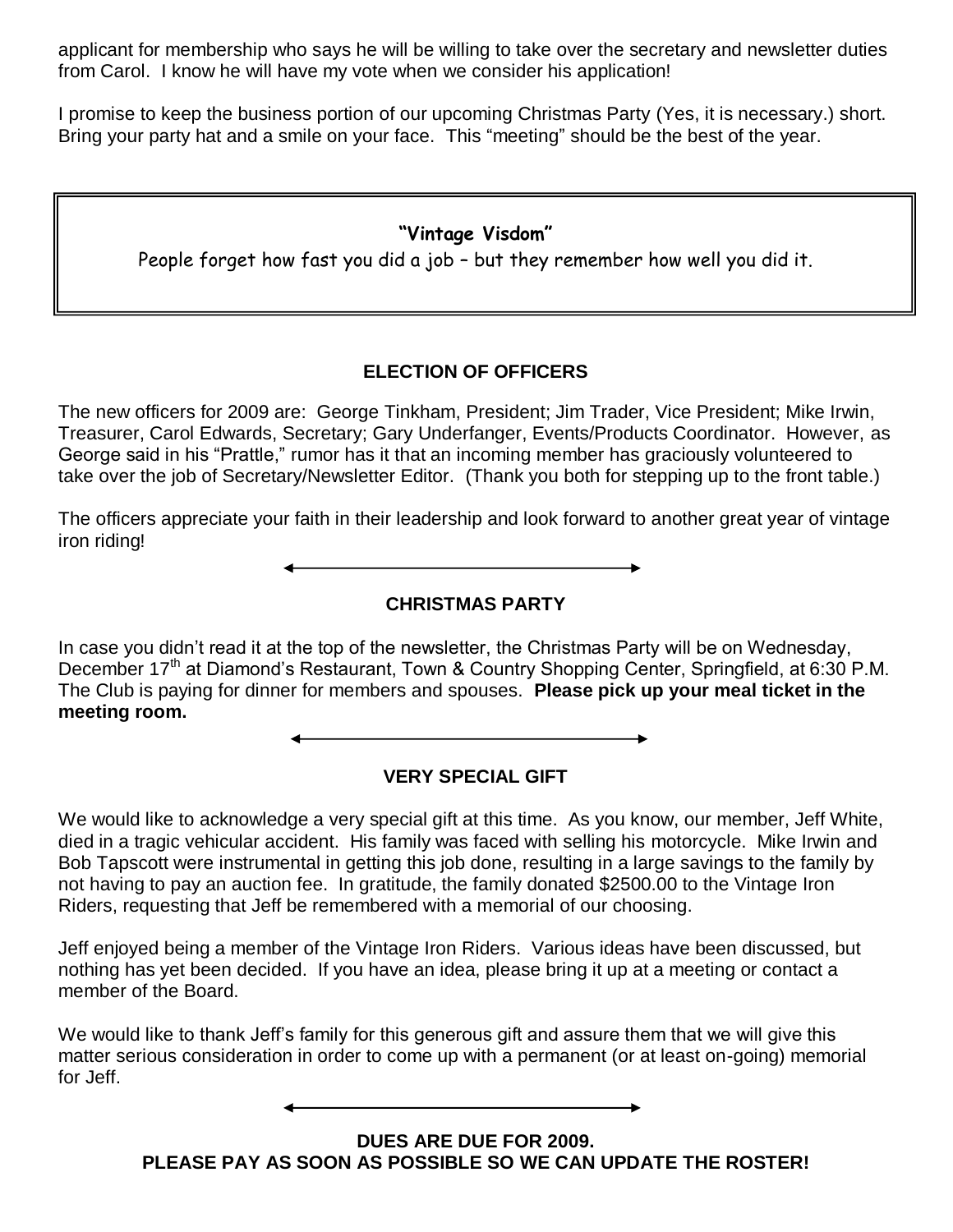applicant for membership who says he will be willing to take over the secretary and newsletter duties from Carol. I know he will have my vote when we consider his application!

I promise to keep the business portion of our upcoming Christmas Party (Yes, it is necessary.) short. Bring your party hat and a smile on your face. This "meeting" should be the best of the year.

> **"Vintage Visdom"**
>
> People forget how fast you did a job – but they remember how well you did it.

## ELECTION OF OFFICERS

The new officers for 2009 are: George Tinkham, President; Jim Trader, Vice President; Mike Irwin, Treasurer, Carol Edwards, Secretary; Gary Underfanger, Events/Products Coordinator. However, as George said in his "Prattle," rumor has it that an incoming member has graciously volunteered to take over the job of Secretary/Newsletter Editor. (Thank you both for stepping up to the front table.)

The officers appreciate your faith in their leadership and look forward to another great year of vintage iron riding!

## CHRISTMAS PARTY

In case you didn't read it at the top of the newsletter, the Christmas Party will be on Wednesday, December 17th at Diamond's Restaurant, Town & Country Shopping Center, Springfield, at 6:30 P.M. The Club is paying for dinner for members and spouses. **Please pick up your meal ticket in the meeting room.**

## VERY SPECIAL GIFT

We would like to acknowledge a very special gift at this time. As you know, our member, Jeff White, died in a tragic vehicular accident. His family was faced with selling his motorcycle. Mike Irwin and Bob Tapscott were instrumental in getting this job done, resulting in a large savings to the family by not having to pay an auction fee. In gratitude, the family donated $2500.00 to the Vintage Iron Riders, requesting that Jeff be remembered with a memorial of our choosing.

Jeff enjoyed being a member of the Vintage Iron Riders. Various ideas have been discussed, but nothing has yet been decided. If you have an idea, please bring it up at a meeting or contact a member of the Board.

We would like to thank Jeff's family for this generous gift and assure them that we will give this matter serious consideration in order to come up with a permanent (or at least on-going) memorial for Jeff.

**DUES ARE DUE FOR 2009.**
**PLEASE PAY AS SOON AS POSSIBLE SO WE CAN UPDATE THE ROSTER!**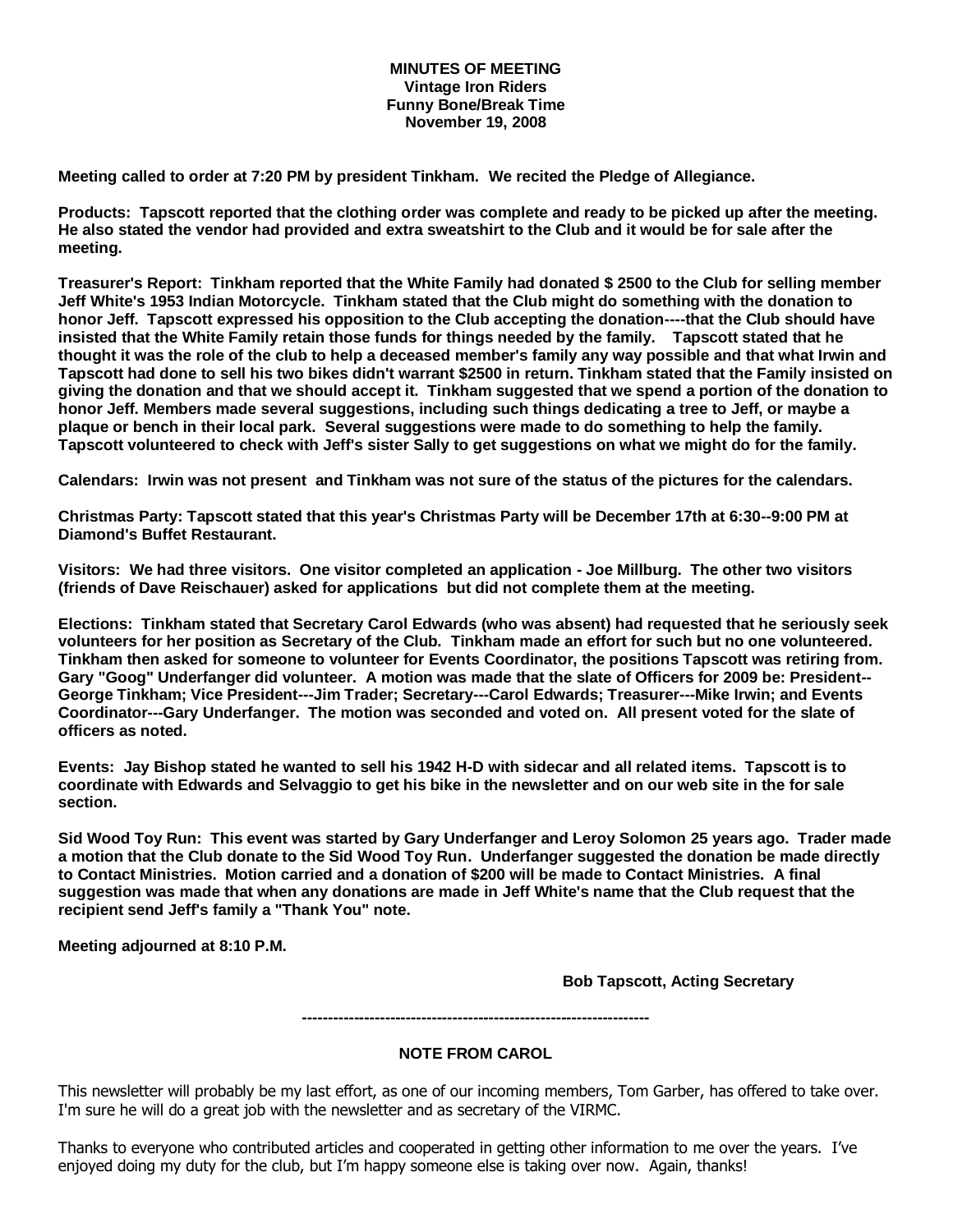**MINUTES OF MEETING**
**Vintage Iron Riders**
**Funny Bone/Break Time**
**November 19, 2008**

**Meeting called to order at 7:20 PM by president Tinkham. We recited the Pledge of Allegiance.**

**Products: Tapscott reported that the clothing order was complete and ready to be picked up after the meeting. He also stated the vendor had provided and extra sweatshirt to the Club and it would be for sale after the meeting.**

**Treasurer's Report: Tinkham reported that the White Family had donated $ 2500 to the Club for selling member Jeff White's 1953 Indian Motorcycle. Tinkham stated that the Club might do something with the donation to honor Jeff. Tapscott expressed his opposition to the Club accepting the donation----that the Club should have insisted that the White Family retain those funds for things needed by the family. Tapscott stated that he thought it was the role of the club to help a deceased member's family any way possible and that what Irwin and Tapscott had done to sell his two bikes didn't warrant $2500 in return. Tinkham stated that the Family insisted on giving the donation and that we should accept it. Tinkham suggested that we spend a portion of the donation to honor Jeff. Members made several suggestions, including such things dedicating a tree to Jeff, or maybe a plaque or bench in their local park. Several suggestions were made to do something to help the family. Tapscott volunteered to check with Jeff's sister Sally to get suggestions on what we might do for the family.**

**Calendars: Irwin was not present and Tinkham was not sure of the status of the pictures for the calendars.**

**Christmas Party: Tapscott stated that this year's Christmas Party will be December 17th at 6:30--9:00 PM at Diamond's Buffet Restaurant.**

**Visitors: We had three visitors. One visitor completed an application - Joe Millburg. The other two visitors (friends of Dave Reischauer) asked for applications but did not complete them at the meeting.**

**Elections: Tinkham stated that Secretary Carol Edwards (who was absent) had requested that he seriously seek volunteers for her position as Secretary of the Club. Tinkham made an effort for such but no one volunteered. Tinkham then asked for someone to volunteer for Events Coordinator, the positions Tapscott was retiring from. Gary "Goog" Underfanger did volunteer. A motion was made that the slate of Officers for 2009 be: President--George Tinkham; Vice President---Jim Trader; Secretary---Carol Edwards; Treasurer---Mike Irwin; and Events Coordinator---Gary Underfanger. The motion was seconded and voted on. All present voted for the slate of officers as noted.**

**Events: Jay Bishop stated he wanted to sell his 1942 H-D with sidecar and all related items. Tapscott is to coordinate with Edwards and Selvaggio to get his bike in the newsletter and on our web site in the for sale section.**

**Sid Wood Toy Run: This event was started by Gary Underfanger and Leroy Solomon 25 years ago. Trader made a motion that the Club donate to the Sid Wood Toy Run. Underfanger suggested the donation be made directly to Contact Ministries. Motion carried and a donation of $200 will be made to Contact Ministries. A final suggestion was made that when any donations are made in Jeff White's name that the Club request that the recipient send Jeff's family a "Thank You" note.**

**Meeting adjourned at 8:10 P.M.**

**Bob Tapscott, Acting Secretary**

---

**NOTE FROM CAROL**

This newsletter will probably be my last effort, as one of our incoming members, Tom Garber, has offered to take over. I'm sure he will do a great job with the newsletter and as secretary of the VIRMC.

Thanks to everyone who contributed articles and cooperated in getting other information to me over the years. I've enjoyed doing my duty for the club, but I'm happy someone else is taking over now. Again, thanks!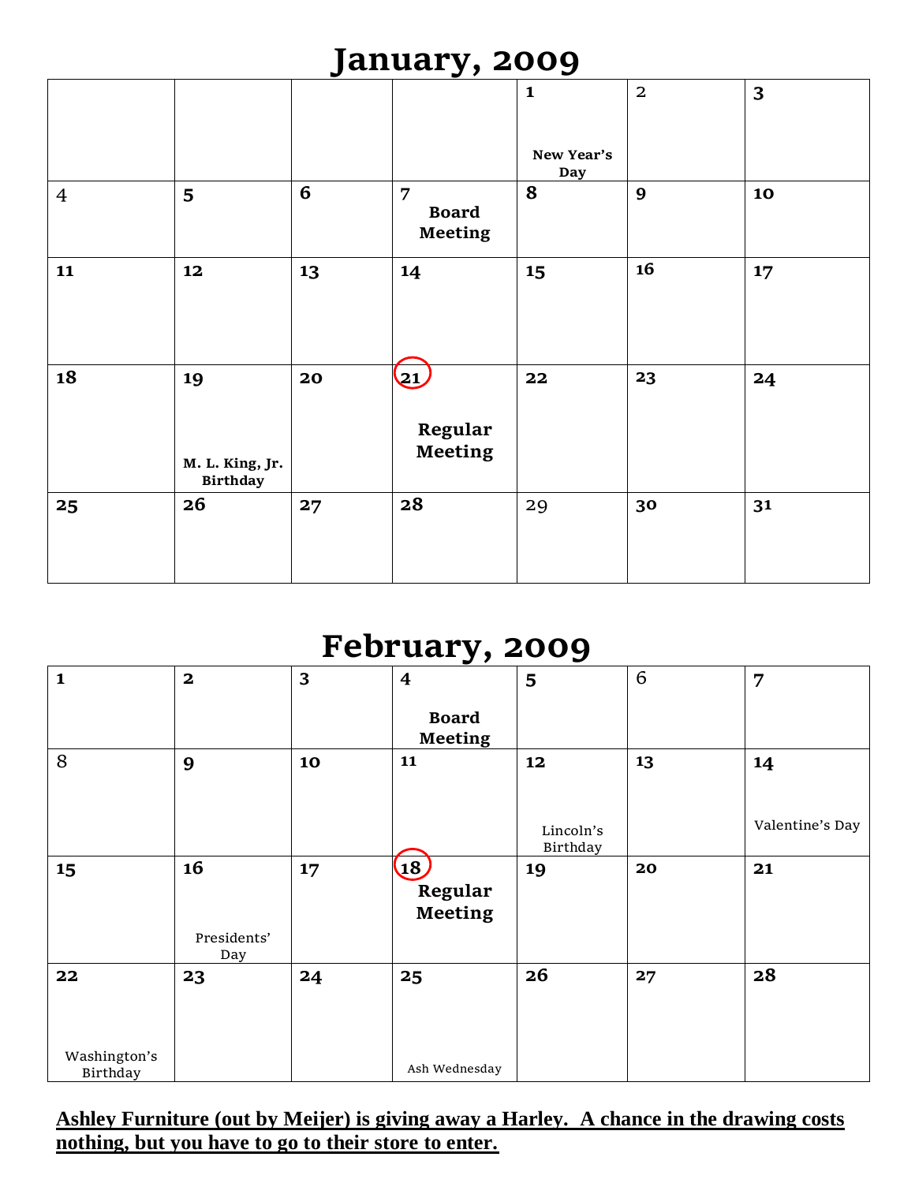# January, 2009

| | | | | | | |
|---|---|---|---|---|---|---|
| | | | | 1 New Year's Day | 2 | 3 |
| 4 | 5 | 6 | 7 Board Meeting | 8 | 9 | 10 |
| 11 | 12 | 13 | 14 | 15 | 16 | 17 |
| 18 | 19 M. L. King, Jr. Birthday | 20 | 21 Regular Meeting | 22 | 23 | 24 |
| 25 | 26 | 27 | 28 | 29 | 30 | 31 |

# February, 2009

| | | | | | | |
|---|---|---|---|---|---|---|
| 1 | 2 | 3 | 4 Board Meeting | 5 | 6 | 7 |
| 8 | 9 | 10 | 11 | 12 Lincoln's Birthday | 13 | 14 Valentine's Day |
| 15 | 16 Presidents' Day | 17 | 18 Regular Meeting | 19 | 20 | 21 |
| 22 Washington's Birthday | 23 | 24 | 25 Ash Wednesday | 26 | 27 | 28 |

**Ashley Furniture (out by Meijer) is giving away a Harley. A chance in the drawing costs nothing, but you have to go to their store to enter.**